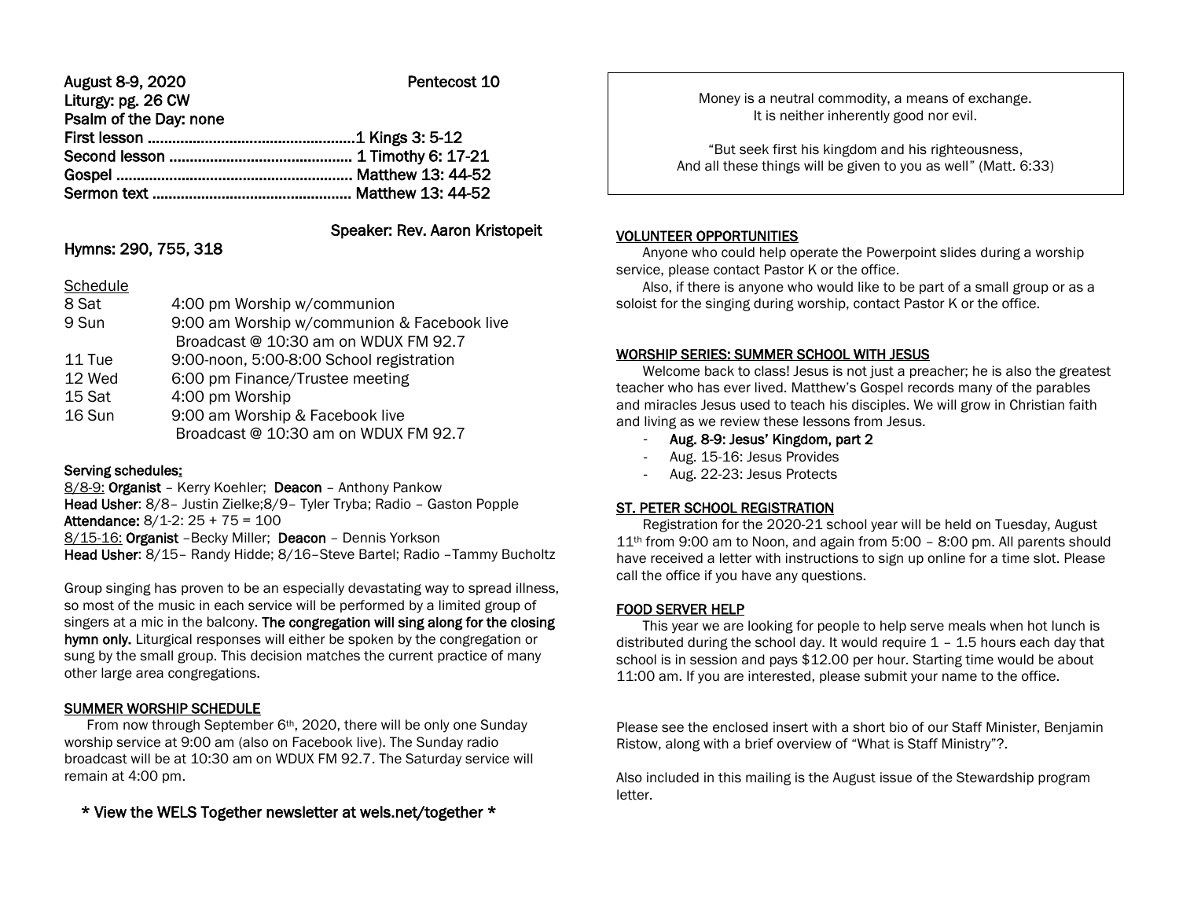**August 8-9, 2020** **Pentecost 10**

**Liturgy: pg. 26 CW**

**Psalm of the Day: none**

**First lesson ....................................................1 Kings 3: 5-12**

**Second lesson ............................................. 1 Timothy 6: 17-21**

**Gospel .......................................................... Matthew 13: 44-52**

**Sermon text ................................................. Matthew 13: 44-52**

**Speaker: Rev. Aaron Kristopeit**

**Hymns: 290, 755, 318**

Schedule

| | |
|---|---|
| 8 Sat | 4:00 pm Worship w/communion |
| 9 Sun | 9:00 am Worship w/communion & Facebook live<br>Broadcast @ 10:30 am on WDUX FM 92.7 |
| 11 Tue | 9:00-noon, 5:00-8:00 School registration |
| 12 Wed | 6:00 pm Finance/Trustee meeting |
| 15 Sat | 4:00 pm Worship |
| 16 Sun | 9:00 am Worship & Facebook live<br>Broadcast @ 10:30 am on WDUX FM 92.7 |

**Serving schedules:**

8/8-9: **Organist** – Kerry Koehler; **Deacon** – Anthony Pankow

**Head Usher**: 8/8– Justin Zielke;8/9– Tyler Tryba; Radio – Gaston Popple

**Attendance:** 8/1-2: 25 + 75 = 100

8/15-16: **Organist** –Becky Miller; **Deacon** – Dennis Yorkson

**Head Usher**: 8/15– Randy Hidde; 8/16–Steve Bartel; Radio –Tammy Bucholtz

Group singing has proven to be an especially devastating way to spread illness, so most of the music in each service will be performed by a limited group of singers at a mic in the balcony. **The congregation will sing along for the closing hymn only.** Liturgical responses will either be spoken by the congregation or sung by the small group. This decision matches the current practice of many other large area congregations.

## SUMMER WORSHIP SCHEDULE

From now through September 6th, 2020, there will be only one Sunday worship service at 9:00 am (also on Facebook live). The Sunday radio broadcast will be at 10:30 am on WDUX FM 92.7. The Saturday service will remain at 4:00 pm.

**\* View the WELS Together newsletter at wels.net/together \***

> Money is a neutral commodity, a means of exchange.
> It is neither inherently good nor evil.
>
> "But seek first his kingdom and his righteousness,
> And all these things will be given to you as well" (Matt. 6:33)

## VOLUNTEER OPPORTUNITIES

Anyone who could help operate the Powerpoint slides during a worship service, please contact Pastor K or the office.

Also, if there is anyone who would like to be part of a small group or as a soloist for the singing during worship, contact Pastor K or the office.

## WORSHIP SERIES: SUMMER SCHOOL WITH JESUS

Welcome back to class! Jesus is not just a preacher; he is also the greatest teacher who has ever lived. Matthew's Gospel records many of the parables and miracles Jesus used to teach his disciples. We will grow in Christian faith and living as we review these lessons from Jesus.

- **Aug. 8-9: Jesus' Kingdom, part 2**
- Aug. 15-16: Jesus Provides
- Aug. 22-23: Jesus Protects

## ST. PETER SCHOOL REGISTRATION

Registration for the 2020-21 school year will be held on Tuesday, August 11th from 9:00 am to Noon, and again from 5:00 – 8:00 pm. All parents should have received a letter with instructions to sign up online for a time slot. Please call the office if you have any questions.

## FOOD SERVER HELP

This year we are looking for people to help serve meals when hot lunch is distributed during the school day. It would require 1 – 1.5 hours each day that school is in session and pays $12.00 per hour. Starting time would be about 11:00 am. If you are interested, please submit your name to the office.

Please see the enclosed insert with a short bio of our Staff Minister, Benjamin Ristow, along with a brief overview of "What is Staff Ministry"?.

Also included in this mailing is the August issue of the Stewardship program letter.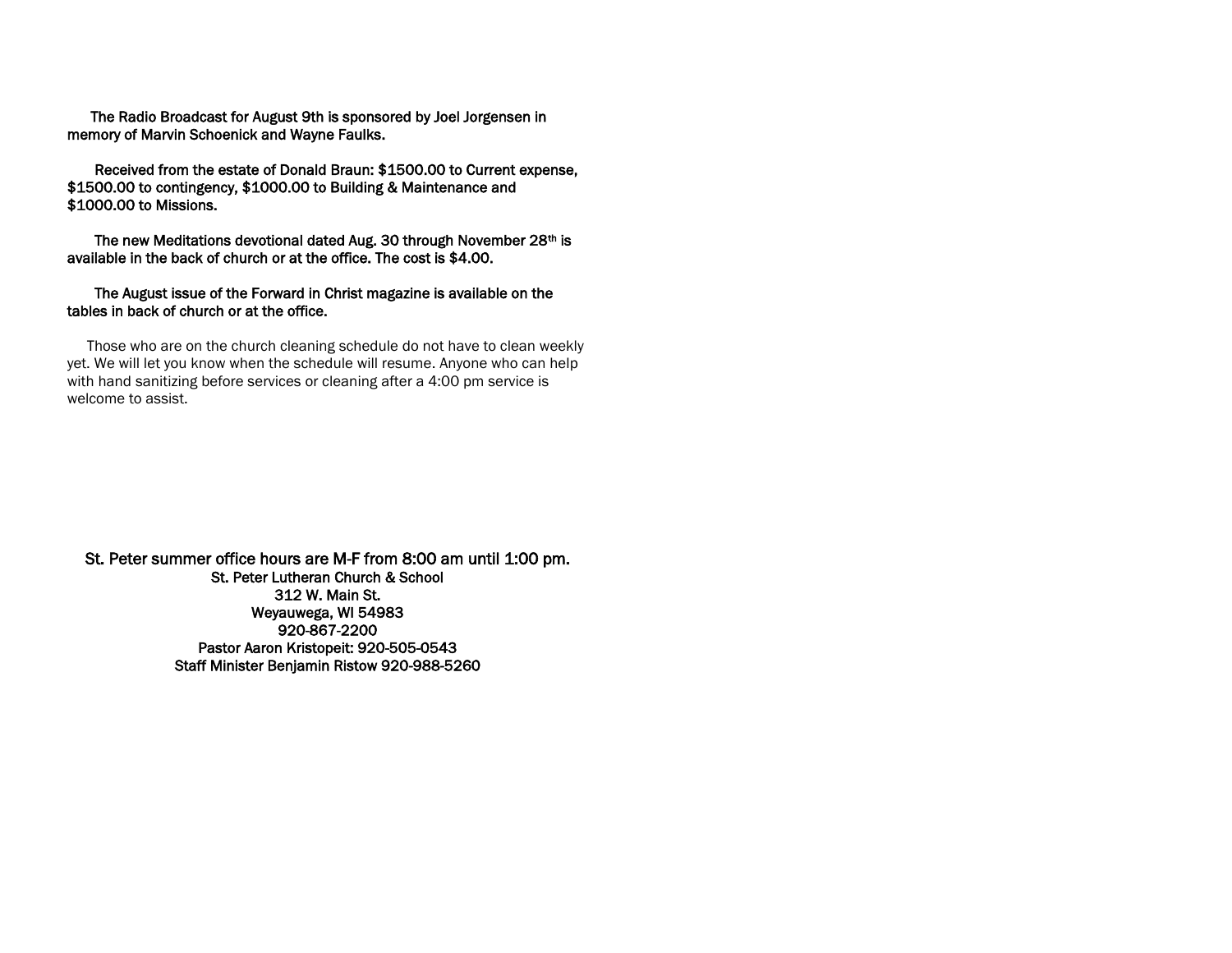The Radio Broadcast for August 9th is sponsored by Joel Jorgensen in memory of Marvin Schoenick and Wayne Faulks.

Received from the estate of Donald Braun: $1500.00 to Current expense, $1500.00 to contingency, $1000.00 to Building & Maintenance and $1000.00 to Missions.

The new Meditations devotional dated Aug. 30 through November 28th is available in the back of church or at the office. The cost is $4.00.

The August issue of the Forward in Christ magazine is available on the tables in back of church or at the office.

Those who are on the church cleaning schedule do not have to clean weekly yet. We will let you know when the schedule will resume. Anyone who can help with hand sanitizing before services or cleaning after a 4:00 pm service is welcome to assist.

St. Peter summer office hours are M-F from 8:00 am until 1:00 pm.
St. Peter Lutheran Church & School
312 W. Main St.
Weyauwega, WI 54983
920-867-2200
Pastor Aaron Kristopeit: 920-505-0543
Staff Minister Benjamin Ristow 920-988-5260